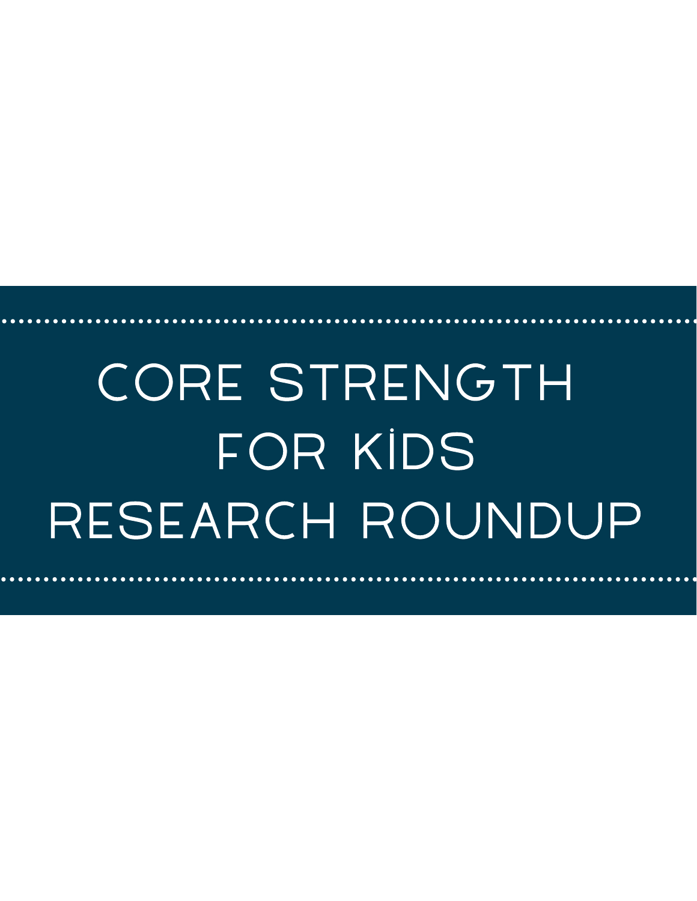# CORE STRENGTH FOR KİDS RESEARCH ROUNDUP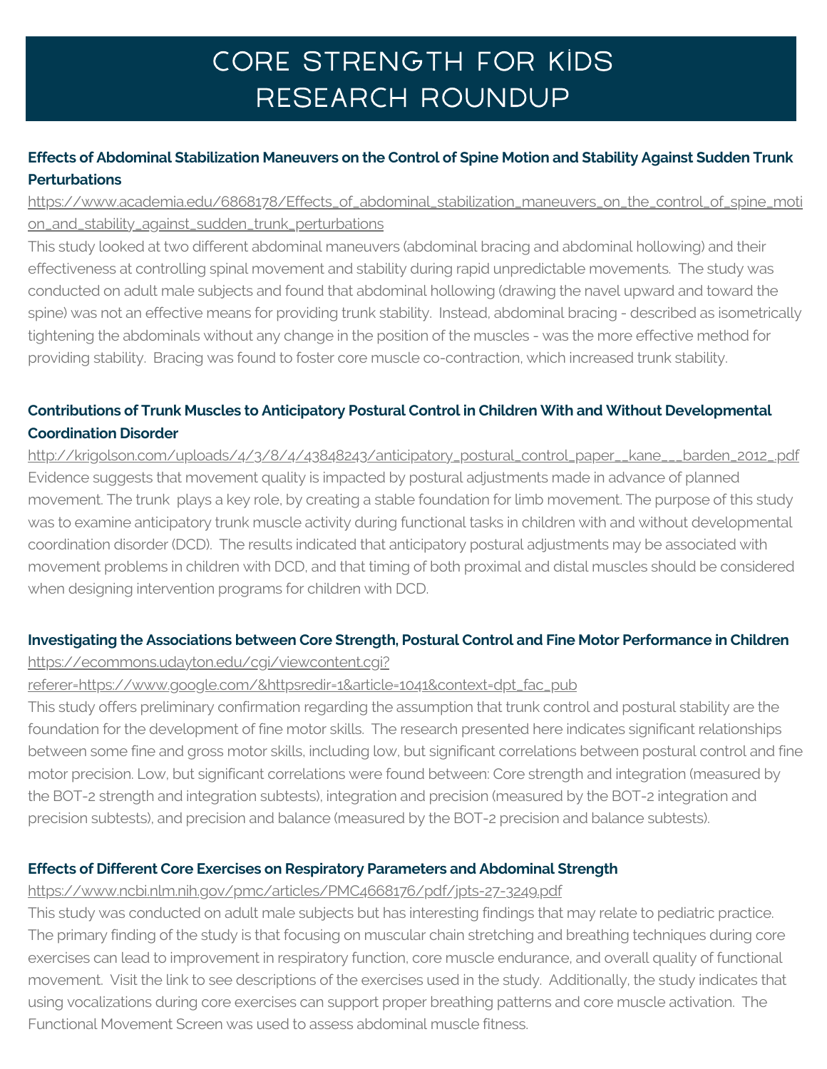# CORE STRENGTH FOR KIDS RESEARCH ROUNDUP

### Effects of Abdominal Stabilization Maneuvers on the Control of Spine Motion and Stability Against Sudden Trunk Perturbations

https://www.academia.edu/6868178/Effects_of_abdominal_stabilization_maneuvers_on_the_control_of_spine_motion_and_stability_against_sudden_trunk_perturbations

This study looked at two different abdominal maneuvers (abdominal bracing and abdominal hollowing) and their effectiveness at controlling spinal movement and stability during rapid unpredictable movements. The study was conducted on adult male subjects and found that abdominal hollowing (drawing the navel upward and toward the spine) was not an effective means for providing trunk stability. Instead, abdominal bracing - described as isometrically tightening the abdominals without any change in the position of the muscles - was the more effective method for providing stability. Bracing was found to foster core muscle co-contraction, which increased trunk stability.

### Contributions of Trunk Muscles to Anticipatory Postural Control in Children With and Without Developmental Coordination Disorder

http://krigolson.com/uploads/4/3/8/4/43848243/anticipatory_postural_control_paper__kane___barden_2012_.pdf

Evidence suggests that movement quality is impacted by postural adjustments made in advance of planned movement. The trunk plays a key role, by creating a stable foundation for limb movement. The purpose of this study was to examine anticipatory trunk muscle activity during functional tasks in children with and without developmental coordination disorder (DCD). The results indicated that anticipatory postural adjustments may be associated with movement problems in children with DCD, and that timing of both proximal and distal muscles should be considered when designing intervention programs for children with DCD.

### Investigating the Associations between Core Strength, Postural Control and Fine Motor Performance in Children

https://ecommons.udayton.edu/cgi/viewcontent.cgi?referer=https://www.google.com/&httpsredir=1&article=1041&context=dpt_fac_pub

This study offers preliminary confirmation regarding the assumption that trunk control and postural stability are the foundation for the development of fine motor skills. The research presented here indicates significant relationships between some fine and gross motor skills, including low, but significant correlations between postural control and fine motor precision. Low, but significant correlations were found between: Core strength and integration (measured by the BOT-2 strength and integration subtests), integration and precision (measured by the BOT-2 integration and precision subtests), and precision and balance (measured by the BOT-2 precision and balance subtests).

### Effects of Different Core Exercises on Respiratory Parameters and Abdominal Strength

https://www.ncbi.nlm.nih.gov/pmc/articles/PMC4668176/pdf/jpts-27-3249.pdf

This study was conducted on adult male subjects but has interesting findings that may relate to pediatric practice. The primary finding of the study is that focusing on muscular chain stretching and breathing techniques during core exercises can lead to improvement in respiratory function, core muscle endurance, and overall quality of functional movement. Visit the link to see descriptions of the exercises used in the study. Additionally, the study indicates that using vocalizations during core exercises can support proper breathing patterns and core muscle activation. The Functional Movement Screen was used to assess abdominal muscle fitness.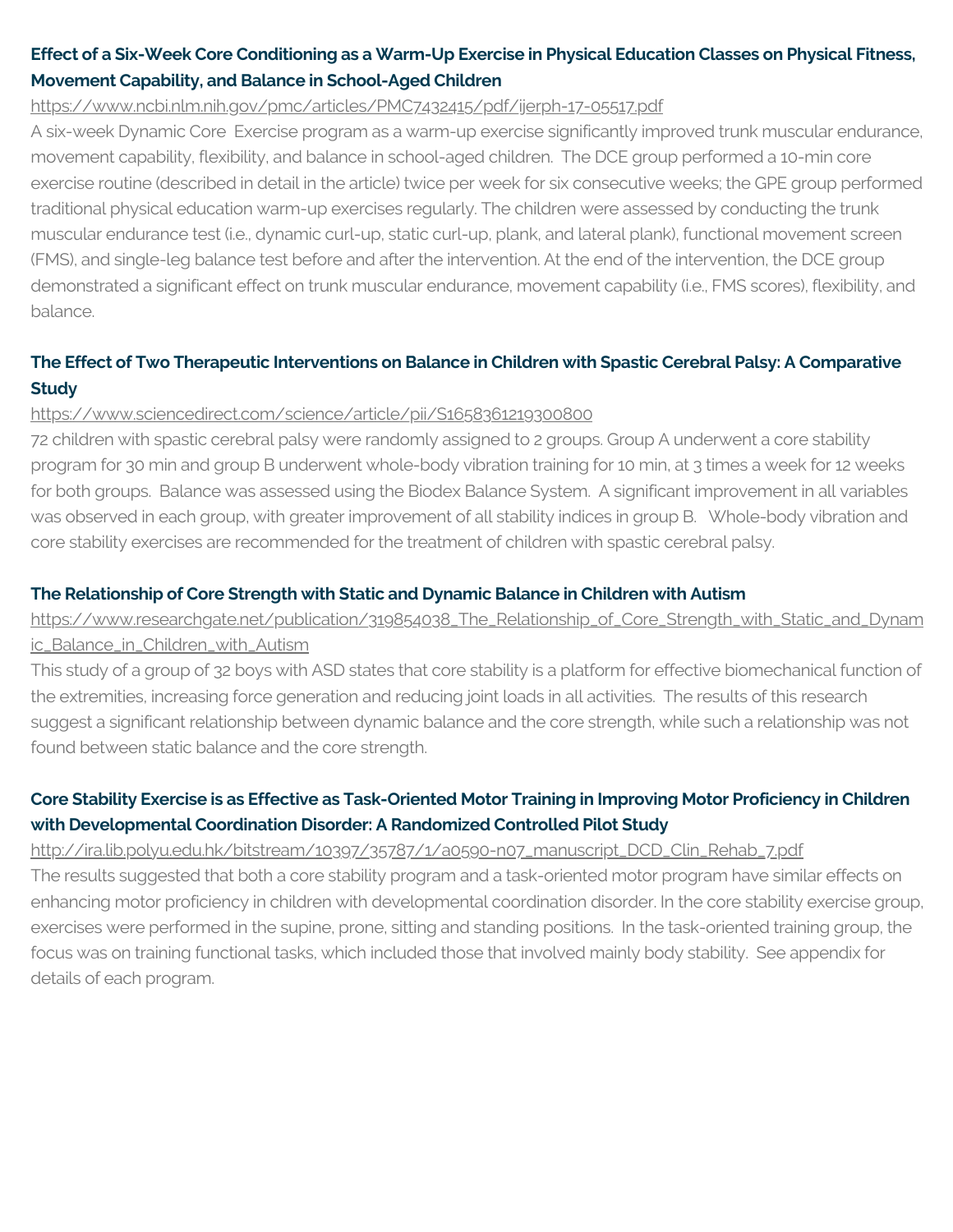### Effect of a Six-Week Core Conditioning as a Warm-Up Exercise in Physical Education Classes on Physical Fitness, Movement Capability, and Balance in School-Aged Children

https://www.ncbi.nlm.nih.gov/pmc/articles/PMC7432415/pdf/ijerph-17-05517.pdf

A six-week Dynamic Core Exercise program as a warm-up exercise significantly improved trunk muscular endurance, movement capability, flexibility, and balance in school-aged children. The DCE group performed a 10-min core exercise routine (described in detail in the article) twice per week for six consecutive weeks; the GPE group performed traditional physical education warm-up exercises regularly. The children were assessed by conducting the trunk muscular endurance test (i.e., dynamic curl-up, static curl-up, plank, and lateral plank), functional movement screen (FMS), and single-leg balance test before and after the intervention. At the end of the intervention, the DCE group demonstrated a significant effect on trunk muscular endurance, movement capability (i.e., FMS scores), flexibility, and balance.

### The Effect of Two Therapeutic Interventions on Balance in Children with Spastic Cerebral Palsy: A Comparative Study

https://www.sciencedirect.com/science/article/pii/S1658361219300800

72 children with spastic cerebral palsy were randomly assigned to 2 groups. Group A underwent a core stability program for 30 min and group B underwent whole-body vibration training for 10 min, at 3 times a week for 12 weeks for both groups. Balance was assessed using the Biodex Balance System. A significant improvement in all variables was observed in each group, with greater improvement of all stability indices in group B. Whole-body vibration and core stability exercises are recommended for the treatment of children with spastic cerebral palsy.

### The Relationship of Core Strength with Static and Dynamic Balance in Children with Autism

https://www.researchgate.net/publication/319854038_The_Relationship_of_Core_Strength_with_Static_and_Dynamic_Balance_in_Children_with_Autism

This study of a group of 32 boys with ASD states that core stability is a platform for effective biomechanical function of the extremities, increasing force generation and reducing joint loads in all activities. The results of this research suggest a significant relationship between dynamic balance and the core strength, while such a relationship was not found between static balance and the core strength.

### Core Stability Exercise is as Effective as Task-Oriented Motor Training in Improving Motor Proficiency in Children with Developmental Coordination Disorder: A Randomized Controlled Pilot Study

http://ira.lib.polyu.edu.hk/bitstream/10397/35787/1/a0590-n07_manuscript_DCD_Clin_Rehab_7.pdf

The results suggested that both a core stability program and a task-oriented motor program have similar effects on enhancing motor proficiency in children with developmental coordination disorder. In the core stability exercise group, exercises were performed in the supine, prone, sitting and standing positions. In the task-oriented training group, the focus was on training functional tasks, which included those that involved mainly body stability. See appendix for details of each program.